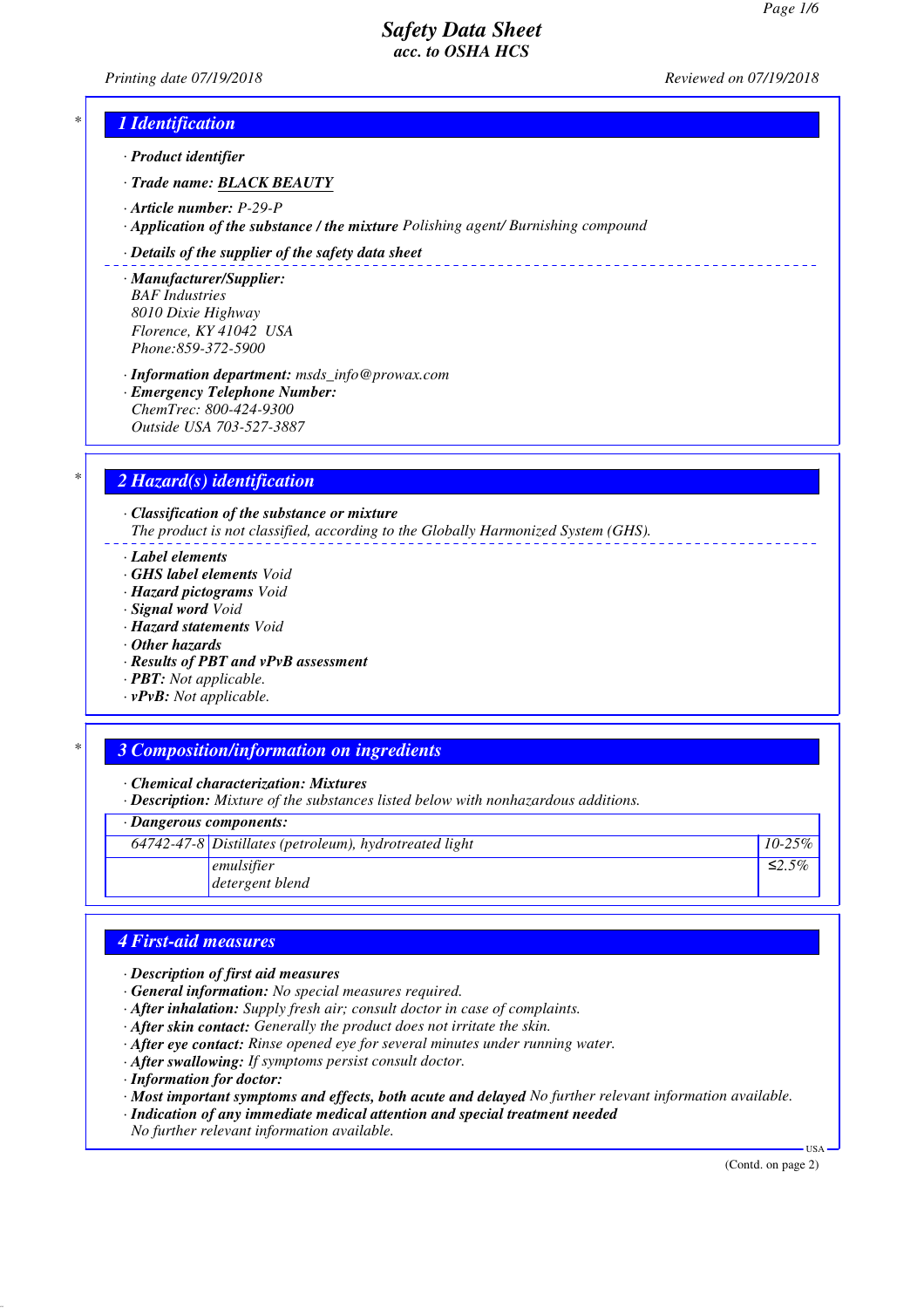# Safety Data Sheet
## acc. to OSHA HCS

Printing date 07/19/2018 | Reviewed on 07/19/2018

## 1 Identification

· **Product identifier**

· **Trade name: BLACK BEAUTY**

· **Article number:** P-29-P

· **Application of the substance / the mixture** Polishing agent/ Burnishing compound

· **Details of the supplier of the safety data sheet**

· **Manufacturer/Supplier:**
BAF Industries
8010 Dixie Highway
Florence, KY 41042 USA
Phone:859-372-5900

· **Information department:** msds_info@prowax.com

· **Emergency Telephone Number:**
ChemTrec: 800-424-9300
Outside USA 703-527-3887

## 2 Hazard(s) identification

· **Classification of the substance or mixture**
The product is not classified, according to the Globally Harmonized System (GHS).

· **Label elements**
· **GHS label elements** Void
· **Hazard pictograms** Void
· **Signal word** Void
· **Hazard statements** Void
· **Other hazards**
· **Results of PBT and vPvB assessment**
· **PBT:** Not applicable.
· **vPvB:** Not applicable.

## 3 Composition/information on ingredients

· **Chemical characterization: Mixtures**
· **Description:** Mixture of the substances listed below with nonhazardous additions.

· **Dangerous components:**

| | | |
|---|---|---|
| 64742-47-8 | Distillates (petroleum), hydrotreated light | 10-25% |
| | emulsifier<br>detergent blend | ≤2.5% |

## 4 First-aid measures

· **Description of first aid measures**
· **General information:** No special measures required.
· **After inhalation:** Supply fresh air; consult doctor in case of complaints.
· **After skin contact:** Generally the product does not irritate the skin.
· **After eye contact:** Rinse opened eye for several minutes under running water.
· **After swallowing:** If symptoms persist consult doctor.
· **Information for doctor:**
· **Most important symptoms and effects, both acute and delayed** No further relevant information available.
· **Indication of any immediate medical attention and special treatment needed**
No further relevant information available.

(Contd. on page 2)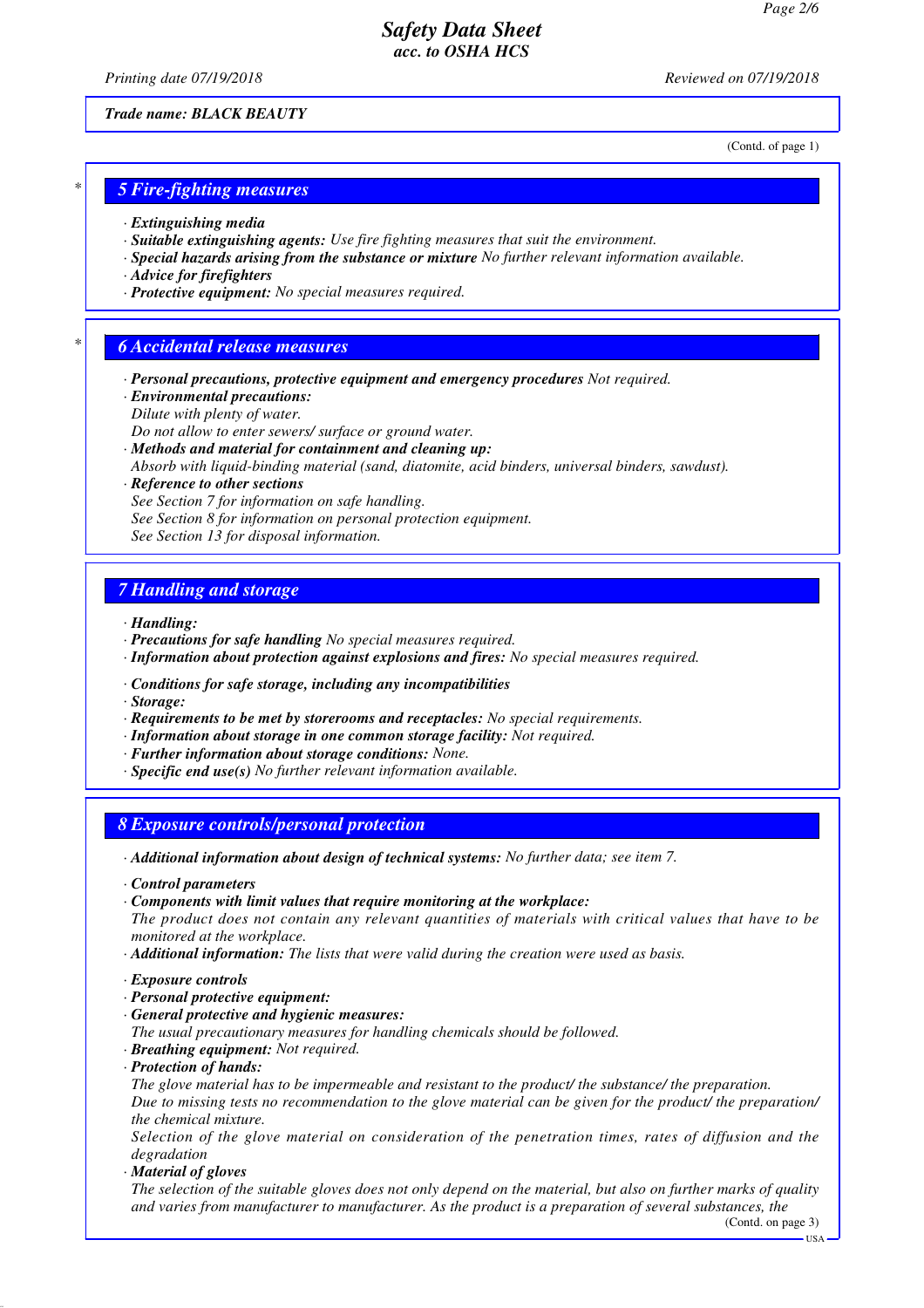Trade name: BLACK BEAUTY

(Contd. of page 1)

## 5 Fire-fighting measures

- **Extinguishing media**
- **Suitable extinguishing agents:** Use fire fighting measures that suit the environment.
- **Special hazards arising from the substance or mixture** No further relevant information available.
- **Advice for firefighters**
- **Protective equipment:** No special measures required.

## 6 Accidental release measures

- **Personal precautions, protective equipment and emergency procedures** Not required.
- **Environmental precautions:**
  Dilute with plenty of water.
  Do not allow to enter sewers/ surface or ground water.
- **Methods and material for containment and cleaning up:**
  Absorb with liquid-binding material (sand, diatomite, acid binders, universal binders, sawdust).
- **Reference to other sections**
  See Section 7 for information on safe handling.
  See Section 8 for information on personal protection equipment.
  See Section 13 for disposal information.

## 7 Handling and storage

- **Handling:**
- **Precautions for safe handling** No special measures required.
- **Information about protection against explosions and fires:** No special measures required.

- **Conditions for safe storage, including any incompatibilities**
- **Storage:**
- **Requirements to be met by storerooms and receptacles:** No special requirements.
- **Information about storage in one common storage facility:** Not required.
- **Further information about storage conditions:** None.
- **Specific end use(s)** No further relevant information available.

## 8 Exposure controls/personal protection

- **Additional information about design of technical systems:** No further data; see item 7.

- **Control parameters**
- **Components with limit values that require monitoring at the workplace:**
  The product does not contain any relevant quantities of materials with critical values that have to be monitored at the workplace.
- **Additional information:** The lists that were valid during the creation were used as basis.

- **Exposure controls**
- **Personal protective equipment:**
- **General protective and hygienic measures:**
  The usual precautionary measures for handling chemicals should be followed.
- **Breathing equipment:** Not required.
- **Protection of hands:**
  The glove material has to be impermeable and resistant to the product/ the substance/ the preparation.
  Due to missing tests no recommendation to the glove material can be given for the product/ the preparation/ the chemical mixture.
  Selection of the glove material on consideration of the penetration times, rates of diffusion and the degradation
- **Material of gloves**
  The selection of the suitable gloves does not only depend on the material, but also on further marks of quality and varies from manufacturer to manufacturer. As the product is a preparation of several substances, the

(Contd. on page 3)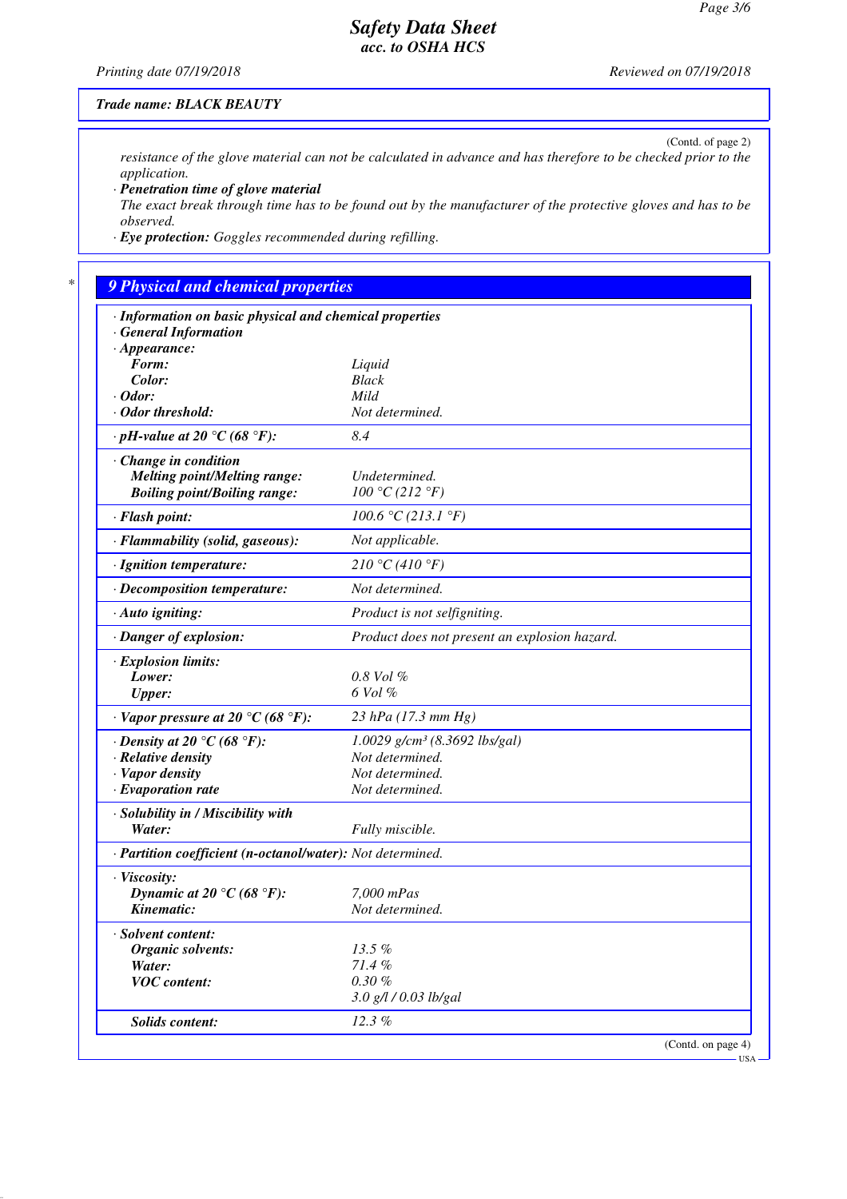Trade name: BLACK BEAUTY

(Contd. of page 2)

resistance of the glove material can not be calculated in advance and has therefore to be checked prior to the application.

· **Penetration time of glove material**
The exact break through time has to be found out by the manufacturer of the protective gloves and has to be observed.

· **Eye protection:** Goggles recommended during refilling.

## 9 Physical and chemical properties

| · Information on basic physical and chemical properties | |
|---|---|
| · General Information | |
| · Appearance: | |
| Form: | Liquid |
| Color: | Black |
| · Odor: | Mild |
| · Odor threshold: | Not determined. |
| · pH-value at 20 °C (68 °F): | 8.4 |
| · Change in condition | |
| Melting point/Melting range: | Undetermined. |
| Boiling point/Boiling range: | 100 °C (212 °F) |
| · Flash point: | 100.6 °C (213.1 °F) |
| · Flammability (solid, gaseous): | Not applicable. |
| · Ignition temperature: | 210 °C (410 °F) |
| · Decomposition temperature: | Not determined. |
| · Auto igniting: | Product is not selfigniting. |
| · Danger of explosion: | Product does not present an explosion hazard. |
| · Explosion limits: | |
| Lower: | 0.8 Vol % |
| Upper: | 6 Vol % |
| · Vapor pressure at 20 °C (68 °F): | 23 hPa (17.3 mm Hg) |
| · Density at 20 °C (68 °F): | 1.0029 g/cm³ (8.3692 lbs/gal) |
| · Relative density | Not determined. |
| · Vapor density | Not determined. |
| · Evaporation rate | Not determined. |
| · Solubility in / Miscibility with | |
| Water: | Fully miscible. |
| · Partition coefficient (n-octanol/water): | Not determined. |
| · Viscosity: | |
| Dynamic at 20 °C (68 °F): | 7,000 mPas |
| Kinematic: | Not determined. |
| · Solvent content: | |
| Organic solvents: | 13.5 % |
| Water: | 71.4 % |
| VOC content: | 0.30 % |
| | 3.0 g/l / 0.03 lb/gal |
| Solids content: | 12.3 % |

(Contd. on page 4)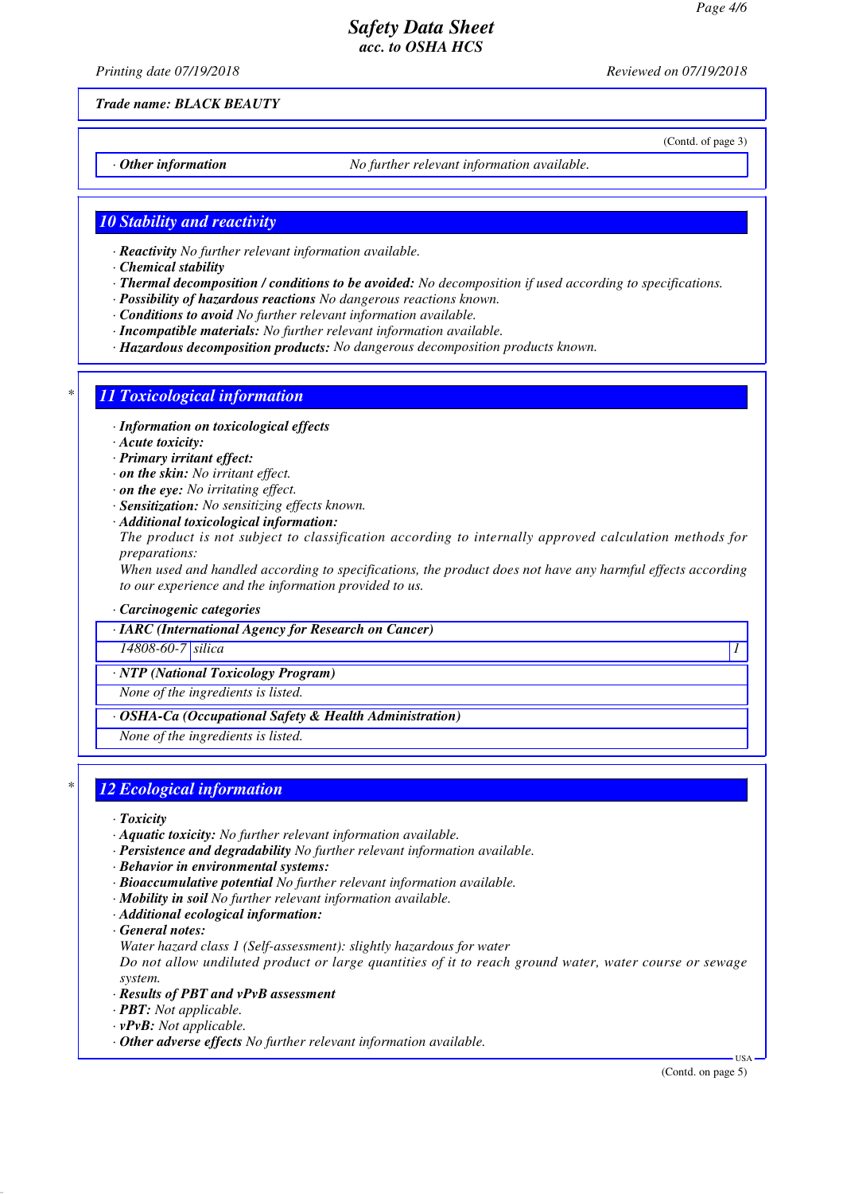**Trade name: BLACK BEAUTY**

(Contd. of page 3)

· **Other information** No further relevant information available.

## 10 Stability and reactivity

· **Reactivity** No further relevant information available.
· **Chemical stability**
· **Thermal decomposition / conditions to be avoided:** No decomposition if used according to specifications.
· **Possibility of hazardous reactions** No dangerous reactions known.
· **Conditions to avoid** No further relevant information available.
· **Incompatible materials:** No further relevant information available.
· **Hazardous decomposition products:** No dangerous decomposition products known.

## 11 Toxicological information

· **Information on toxicological effects**
· **Acute toxicity:**
· **Primary irritant effect:**
· **on the skin:** No irritant effect.
· **on the eye:** No irritating effect.
· **Sensitization:** No sensitizing effects known.
· **Additional toxicological information:**
The product is not subject to classification according to internally approved calculation methods for preparations:
When used and handled according to specifications, the product does not have any harmful effects according to our experience and the information provided to us.

· **Carcinogenic categories**

· **IARC (International Agency for Research on Cancer)**

| | | |
|---|---|---|
| 14808-60-7 | silica | 1 |

· **NTP (National Toxicology Program)**

None of the ingredients is listed.

· **OSHA-Ca (Occupational Safety & Health Administration)**

None of the ingredients is listed.

## 12 Ecological information

· **Toxicity**
· **Aquatic toxicity:** No further relevant information available.
· **Persistence and degradability** No further relevant information available.
· **Behavior in environmental systems:**
· **Bioaccumulative potential** No further relevant information available.
· **Mobility in soil** No further relevant information available.
· **Additional ecological information:**
· **General notes:**
Water hazard class 1 (Self-assessment): slightly hazardous for water
Do not allow undiluted product or large quantities of it to reach ground water, water course or sewage system.
· **Results of PBT and vPvB assessment**
· **PBT:** Not applicable.
· **vPvB:** Not applicable.
· **Other adverse effects** No further relevant information available.

(Contd. on page 5)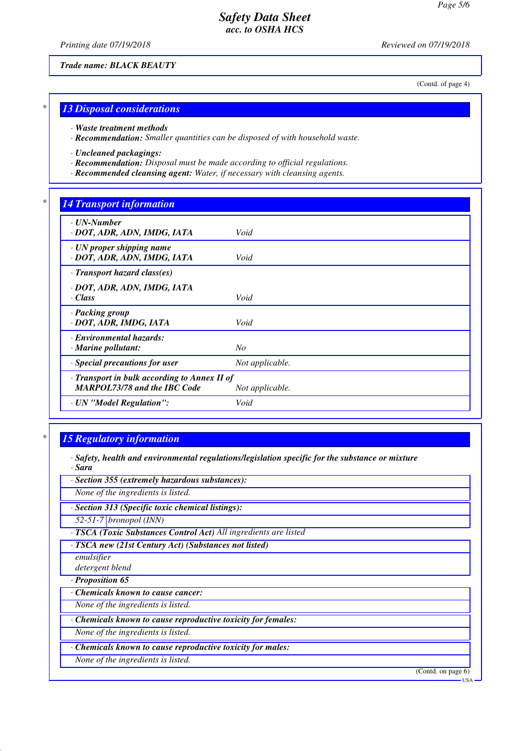Trade name: BLACK BEAUTY

(Contd. of page 4)

## 13 Disposal considerations

· **Waste treatment methods**
· **Recommendation:** *Smaller quantities can be disposed of with household waste.*

· **Uncleaned packagings:**
· **Recommendation:** *Disposal must be made according to official regulations.*
· **Recommended cleansing agent:** *Water, if necessary with cleansing agents.*

## 14 Transport information

| | |
|---|---|
| · **UN-Number**<br>· **DOT, ADR, ADN, IMDG, IATA** | Void |
| · **UN proper shipping name**<br>· **DOT, ADR, ADN, IMDG, IATA** | Void |
| · **Transport hazard class(es)**<br>· **DOT, ADR, ADN, IMDG, IATA**<br>· **Class** | Void |
| · **Packing group**<br>· **DOT, ADR, IMDG, IATA** | Void |
| · **Environmental hazards:**<br>· **Marine pollutant:** | No |
| · **Special precautions for user** | Not applicable. |
| · **Transport in bulk according to Annex II of MARPOL73/78 and the IBC Code** | Not applicable. |
| · **UN "Model Regulation":** | Void |

## 15 Regulatory information

· **Safety, health and environmental regulations/legislation specific for the substance or mixture**
· **Sara**

· **Section 355 (extremely hazardous substances):**

*None of the ingredients is listed.*

· **Section 313 (Specific toxic chemical listings):**

| | |
|---|---|
| 52-51-7 | bronopol (INN) |

· **TSCA (Toxic Substances Control Act)** *All ingredients are listed*

· **TSCA new (21st Century Act) (Substances not listed)**

*emulsifier*
*detergent blend*

· **Proposition 65**

· **Chemicals known to cause cancer:**

*None of the ingredients is listed.*

· **Chemicals known to cause reproductive toxicity for females:**

*None of the ingredients is listed.*

· **Chemicals known to cause reproductive toxicity for males:**

*None of the ingredients is listed.*

(Contd. on page 6)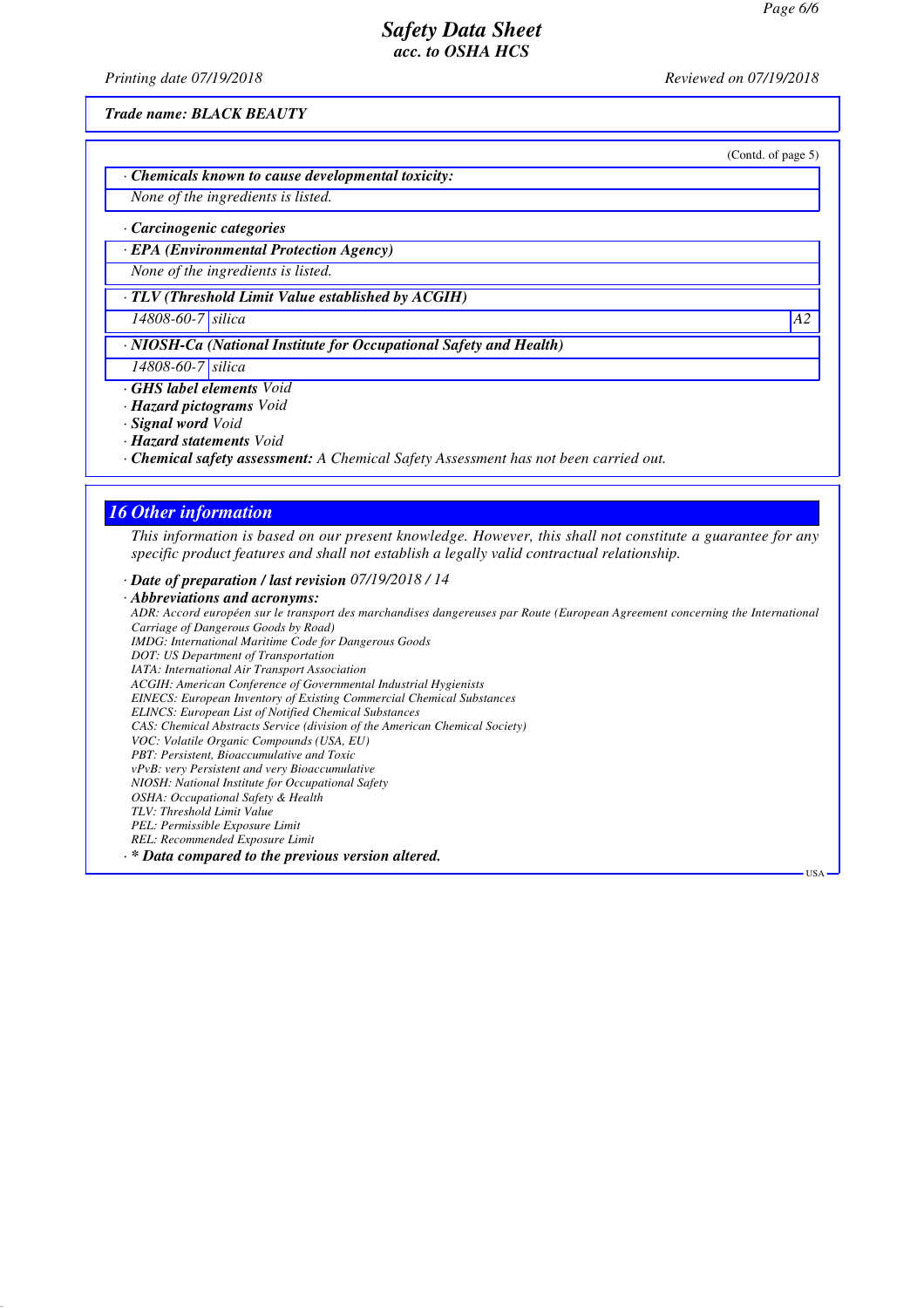**Trade name: BLACK BEAUTY**

(Contd. of page 5)

· **Chemicals known to cause developmental toxicity:**

None of the ingredients is listed.

· **Carcinogenic categories**

· **EPA (Environmental Protection Agency)**

None of the ingredients is listed.

· **TLV (Threshold Limit Value established by ACGIH)**

| | | |
|---|---|---|
| 14808-60-7 | silica | A2 |

· **NIOSH-Ca (National Institute for Occupational Safety and Health)**

| | |
|---|---|
| 14808-60-7 | silica |

· **GHS label elements** Void
· **Hazard pictograms** Void
· **Signal word** Void
· **Hazard statements** Void
· **Chemical safety assessment:** A Chemical Safety Assessment has not been carried out.

## 16 Other information

This information is based on our present knowledge. However, this shall not constitute a guarantee for any specific product features and shall not establish a legally valid contractual relationship.

· **Date of preparation / last revision** 07/19/2018 / 14

· **Abbreviations and acronyms:**

ADR: Accord européen sur le transport des marchandises dangereuses par Route (European Agreement concerning the International Carriage of Dangerous Goods by Road)
IMDG: International Maritime Code for Dangerous Goods
DOT: US Department of Transportation
IATA: International Air Transport Association
ACGIH: American Conference of Governmental Industrial Hygienists
EINECS: European Inventory of Existing Commercial Chemical Substances
ELINCS: European List of Notified Chemical Substances
CAS: Chemical Abstracts Service (division of the American Chemical Society)
VOC: Volatile Organic Compounds (USA, EU)
PBT: Persistent, Bioaccumulative and Toxic
vPvB: very Persistent and very Bioaccumulative
NIOSH: National Institute for Occupational Safety
OSHA: Occupational Safety & Health
TLV: Threshold Limit Value
PEL: Permissible Exposure Limit
REL: Recommended Exposure Limit

· **\* Data compared to the previous version altered.**